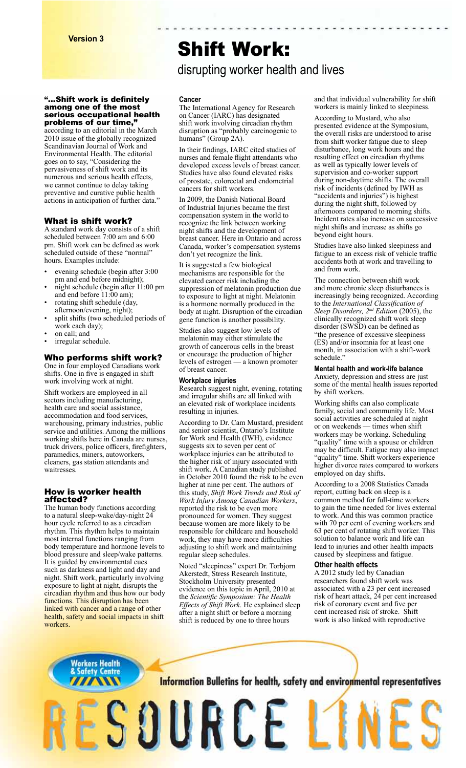Version 3

# Shift Work:

## disrupting worker health and lives

**"...Shift work is definitely among one of the most serious occupational health problems of our time,"** according to an editorial in the March 2010 issue of the globally recognized Scandinavian Journal of Work and Environmental Health. The editorial goes on to say, "Considering the pervasiveness of shift work and its numerous and serious health effects, we cannot continue to delay taking preventive and curative public health actions in anticipation of further data."

### What is shift work?

A standard work day consists of a shift scheduled between 7:00 am and 6:00 pm. Shift work can be defined as work scheduled outside of these "normal" hours. Examples include:

- evening schedule (begin after 3:00 pm and end before midnight);
- night schedule (begin after 11:00 pm and end before 11:00 am);
- rotating shift schedule (day, afternoon/evening, night);
- split shifts (two scheduled periods of work each day);
- on call; and
- irregular schedule.

### Who performs shift work?

One in four employed Canadians work shifts. One in five is engaged in shift work involving work at night.

Shift workers are employed in all sectors including manufacturing, health care and social assistance, accommodation and food services, warehousing, primary industries, public service and utilities. Among the millions working shifts here in Canada are nurses, truck drivers, police officers, firefighters, paramedics, miners, autoworkers, cleaners, gas station attendants and waitresses.

### How is worker health affected?

The human body functions according to a natural sleep-wake/day-night 24 hour cycle referred to as a circadian rhythm. This rhythm helps to maintain most internal functions ranging from body temperature and hormone levels to blood pressure and sleep/wake patterns. It is guided by environmental cues such as darkness and light and day and night. Shift work, particularly involving exposure to light at night, disrupts the circadian rhythm and thus how our body functions. This disruption has been linked with cancer and a range of other health, safety and social impacts in shift workers.

#### Cancer

The International Agency for Research on Cancer (IARC) has designated shift work involving circadian rhythm disruption as "probably carcinogenic to humans" (Group 2A).

In their findings, IARC cited studies of nurses and female flight attendants who developed excess levels of breast cancer. Studies have also found elevated risks of prostate, colorectal and endometrial cancers for shift workers.

In 2009, the Danish National Board of Industrial Injuries became the first compensation system in the world to recognize the link between working night shifts and the development of breast cancer. Here in Ontario and across Canada, worker's compensation systems don't yet recognize the link.

It is suggested a few biological mechanisms are responsible for the elevated cancer risk including the suppression of melatonin production due to exposure to light at night. Melatonin is a hormone normally produced in the body at night. Disruption of the circadian gene function is another possibility.

Studies also suggest low levels of melatonin may either stimulate the growth of cancerous cells in the breast or encourage the production of higher levels of estrogen — a known promoter of breast cancer.

#### Workplace injuries

Research suggest night, evening, rotating and irregular shifts are all linked with an elevated risk of workplace incidents resulting in injuries.

According to Dr. Cam Mustard, president and senior scientist, Ontario's Institute for Work and Health (IWH), evidence suggests six to seven per cent of workplace injuries can be attributed to the higher risk of injury associated with shift work. A Canadian study published in October 2010 found the risk to be even higher at nine per cent. The authors of this study, *Shift Work Trends and Risk of Work Injury Among Canadian Workers*, reported the risk to be even more pronounced for women. They suggest because women are more likely to be responsible for childcare and household work, they may have more difficulties adjusting to shift work and maintaining regular sleep schedules.

Noted "sleepiness" expert Dr. Torbjorn Akerstedt, Stress Research Institute, Stockholm University presented evidence on this topic in April, 2010 at the *Scientific Symposium: The Health Effects of Shift Work*. He explained sleep after a night shift or before a morning shift is reduced by one to three hours and that individual vulnerability for shift workers is mainly linked to sleepiness.

According to Mustard, who also presented evidence at the Symposium, the overall risks are understood to arise from shift worker fatigue due to sleep disturbance, long work hours and the resulting effect on circadian rhythms as well as typically lower levels of supervision and co-worker support during non-daytime shifts. The overall risk of incidents (defined by IWH as "accidents and injuries") is highest during the night shift, followed by afternoons compared to morning shifts. Incident rates also increase on successive night shifts and increase as shifts go beyond eight hours.

Studies have also linked sleepiness and fatigue to an excess risk of vehicle traffic accidents both at work and travelling to and from work.

The connection between shift work and more chronic sleep disturbances is increasingly being recognized. According to the *International Classification of Sleep Disorders, 2nd Edition* (2005), the clinically recognized shift work sleep disorder (SWSD) can be defined as "the presence of excessive sleepiness (ES) and/or insomnia for at least one month, in association with a shift-work schedule."

#### Mental health and work-life balance

Anxiety, depression and stress are just some of the mental health issues reported by shift workers.

Working shifts can also complicate family, social and community life. Most social activities are scheduled at night or on weekends — times when shift workers may be working. Scheduling "quality" time with a spouse or children may be difficult. Fatigue may also impact "quality" time. Shift workers experience higher divorce rates compared to workers employed on day shifts.

According to a 2008 Statistics Canada report, cutting back on sleep is a common method for full-time workers to gain the time needed for lives external to work. And this was common practice with 70 per cent of evening workers and 63 per cent of rotating shift worker. This solution to balance work and life can lead to injuries and other health impacts caused by sleepiness and fatigue.

#### Other health effects

A 2012 study led by Canadian researchers found shift work was associated with a 23 per cent increased risk of heart attack, 24 per cent increased risk of coronary event and five per cent increased risk of stroke. Shift work is also linked with reproductive

Workers Health & Safety Centre

Information Bulletins for health, safety and environmental representatives

RESOURCE LINES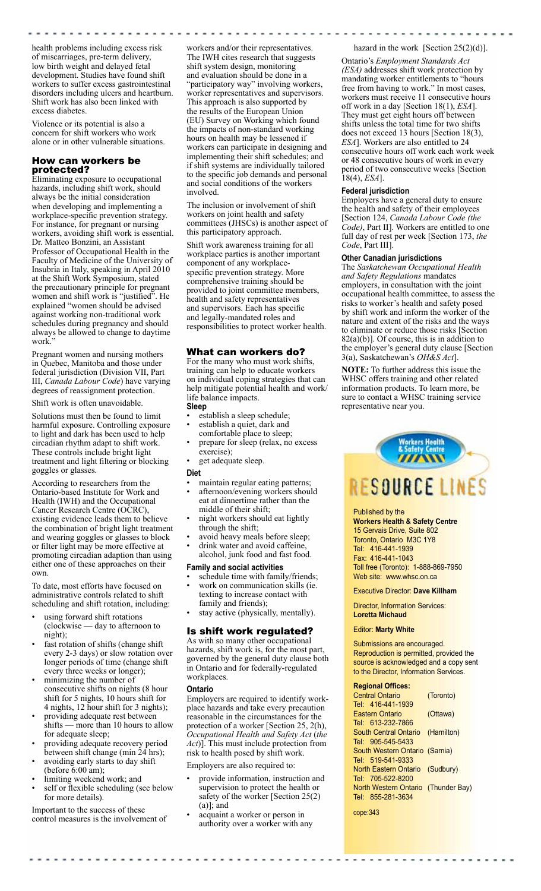health problems including excess risk of miscarriages, pre-term delivery, low birth weight and delayed fetal development. Studies have found shift workers to suffer excess gastrointestinal disorders including ulcers and heartburn. Shift work has also been linked with excess diabetes.

Violence or its potential is also a concern for shift workers who work alone or in other vulnerable situations.

## How can workers be protected?

Eliminating exposure to occupational hazards, including shift work, should always be the initial consideration when developing and implementing a workplace-specific prevention strategy. For instance, for pregnant or nursing workers, avoiding shift work is essential. Dr. Matteo Bonzini, an Assistant Professor of Occupational Health in the Faculty of Medicine of the University of Insubria in Italy, speaking in April 2010 at the Shift Work Symposium, stated the precautionary principle for pregnant women and shift work is "justified". He explained "women should be advised against working non-traditional work schedules during pregnancy and should always be allowed to change to daytime work."

Pregnant women and nursing mothers in Quebec, Manitoba and those under federal jurisdiction (Division VII, Part III, *Canada Labour Code*) have varying degrees of reassignment protection.

Shift work is often unavoidable.

Solutions must then be found to limit harmful exposure. Controlling exposure to light and dark has been used to help circadian rhythm adapt to shift work. These controls include bright light treatment and light filtering or blocking goggles or glasses.

According to researchers from the Ontario-based Institute for Work and Health (IWH) and the Occupational Cancer Research Centre (OCRC), existing evidence leads them to believe the combination of bright light treatment and wearing goggles or glasses to block or filter light may be more effective at promoting circadian adaption than using either one of these approaches on their own.

To date, most efforts have focused on administrative controls related to shift scheduling and shift rotation, including:

- using forward shift rotations (clockwise — day to afternoon to night);
- fast rotation of shifts (change shift every 2-3 days) or slow rotation over longer periods of time (change shift every three weeks or longer);
- minimizing the number of consecutive shifts on nights (8 hour shift for 5 nights, 10 hours shift for 4 nights, 12 hour shift for 3 nights);
- providing adequate rest between shifts — more than 10 hours to allow for adequate sleep;
- providing adequate recovery period between shift change (min 24 hrs);
- avoiding early starts to day shift (before 6:00 am);
- limiting weekend work; and
- self or flexible scheduling (see below for more details).

Important to the success of these control measures is the involvement of workers and/or their representatives. The IWH cites research that suggests shift system design, monitoring and evaluation should be done in a "participatory way" involving workers, worker representatives and supervisors. This approach is also supported by the results of the European Union (EU) Survey on Working which found the impacts of non-standard working hours on health may be lessened if workers can participate in designing and implementing their shift schedules; and if shift systems are individually tailored to the specific job demands and personal and social conditions of the workers involved.

The inclusion or involvement of shift workers on joint health and safety committees (JHSCs) is another aspect of this participatory approach.

Shift work awareness training for all workplace parties is another important component of any workplace-specific prevention strategy. More comprehensive training should be provided to joint committee members, health and safety representatives and supervisors. Each has specific and legally-mandated roles and responsibilities to protect worker health.

## What can workers do?

For the many who must work shifts, training can help to educate workers on individual coping strategies that can help mitigate potential health and work/life balance impacts.

**Sleep**

- establish a sleep schedule;
- establish a quiet, dark and comfortable place to sleep;
- prepare for sleep (relax, no excess exercise);
- get adequate sleep.

**Diet**

- maintain regular eating patterns;
- afternoon/evening workers should eat at dinnertime rather than the middle of their shift;
- night workers should eat lightly through the shift;
- avoid heavy meals before sleep;
- drink water and avoid caffeine, alcohol, junk food and fast food.

**Family and social activities**

- schedule time with family/friends;
- work on communication skills (ie. texting to increase contact with family and friends);
- stay active (physically, mentally).

## Is shift work regulated?

As with so many other occupational hazards, shift work is, for the most part, governed by the general duty clause both in Ontario and for federally-regulated workplaces.

**Ontario**

Employers are required to identify workplace hazards and take every precaution reasonable in the circumstances for the protection of a worker [Section 25, 2(h), *Occupational Health and Safety Act* (*the Act*)]. This must include protection from risk to health posed by shift work.

Employers are also required to:

- provide information, instruction and supervision to protect the health or safety of the worker [Section 25(2)(a)]; and
- acquaint a worker or person in authority over a worker with any hazard in the work [Section 25(2)(d)].

Ontario's *Employment Standards Act (ESA)* addresses shift work protection by mandating worker entitlements to "hours free from having to work." In most cases, workers must receive 11 consecutive hours off work in a day [Section 18(1), *ESA*]. They must get eight hours off between shifts unless the total time for two shifts does not exceed 13 hours [Section 18(3), *ESA*]. Workers are also entitled to 24 consecutive hours off work each work week or 48 consecutive hours of work in every period of two consecutive weeks [Section 18(4), *ESA*].

**Federal jurisdiction**

Employers have a general duty to ensure the health and safety of their employees [Section 124, *Canada Labour Code (the Code)*, Part II]. Workers are entitled to one full day of rest per week [Section 173, *the Code*, Part III].

**Other Canadian jurisdictions**

The *Saskatchewan Occupational Health and Safety Regulations* mandates employers, in consultation with the joint occupational health committee, to assess the risks to worker's health and safety posed by shift work and inform the worker of the nature and extent of the risks and the ways to eliminate or reduce those risks [Section 82(a)(b)]. Of course, this is in addition to the employer's general duty clause [Section 3(a), Saskatchewan's *OH&S Act*].

**NOTE:** To further address this issue the WHSC offers training and other related information products. To learn more, be sure to contact a WHSC training service representative near you.

Workers Health & Safety Centre

RESOURCE LINES

Published by the
**Workers Health & Safety Centre**
15 Gervais Drive, Suite 802
Toronto, Ontario M3C 1Y8
Tel: 416-441-1939
Fax: 416-441-1043
Toll free (Toronto): 1-888-869-7950
Web site: www.whsc.on.ca

Executive Director: **Dave Killham**

Director, Information Services: **Loretta Michaud**

Editor: **Marty White**

Submissions are encouraged. Reproduction is permitted, provided the source is acknowledged and a copy sent to the Director, Information Services.

**Regional Offices:**

| | |
|---|---|
| Central Ontario Tel: 416-441-1939 | (Toronto) |
| Eastern Ontario Tel: 613-232-7866 | (Ottawa) |
| South Central Ontario Tel: 905-545-5433 | (Hamilton) |
| South Western Ontario Tel: 519-541-9333 | (Sarnia) |
| North Eastern Ontario Tel: 705-522-8200 | (Sudbury) |
| North Western Ontario Tel: 855-281-3634 | (Thunder Bay) |

cope:343